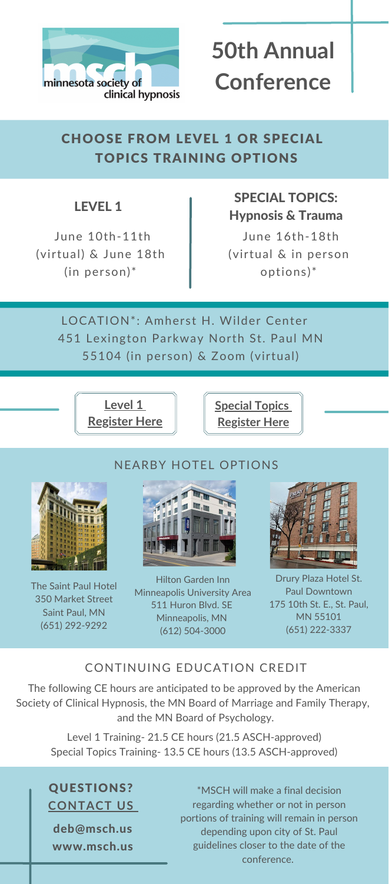minnesota society of clinical hypnosis

# 50th Annual Conference

## CHOOSE FROM LEVEL 1 OR SPECIAL TOPICS TRAINING OPTIONS

### LEVEL 1

June 10th-11th (virtual) & June 18th (in person)*

### SPECIAL TOPICS: Hypnosis & Trauma

June 16th-18th (virtual & in person options)*

LOCATION*: Amherst H. Wilder Center 451 Lexington Parkway North St. Paul MN 55104 (in person) & Zoom (virtual)

**Level 1 Register Here**

**Special Topics Register Here**

## NEARBY HOTEL OPTIONS

The Saint Paul Hotel
350 Market Street
Saint Paul, MN
(651) 292-9292

Hilton Garden Inn Minneapolis University Area
511 Huron Blvd. SE
Minneapolis, MN
(612) 504-3000

Drury Plaza Hotel St. Paul Downtown
175 10th St. E., St. Paul, MN 55101
(651) 222-3337

## CONTINUING EDUCATION CREDIT

The following CE hours are anticipated to be approved by the American Society of Clinical Hypnosis, the MN Board of Marriage and Family Therapy, and the MN Board of Psychology.

Level 1 Training- 21.5 CE hours (21.5 ASCH-approved)
Special Topics Training- 13.5 CE hours (13.5 ASCH-approved)

## QUESTIONS? CONTACT US

deb@msch.us
www.msch.us

*MSCH will make a final decision regarding whether or not in person portions of training will remain in person depending upon city of St. Paul guidelines closer to the date of the conference.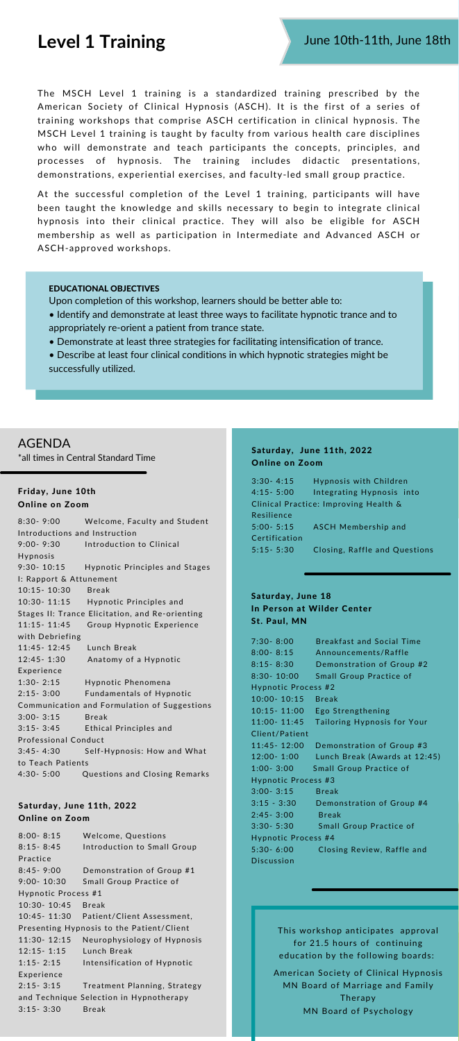# Level 1 Training

June 10th-11th, June 18th

The MSCH Level 1 training is a standardized training prescribed by the American Society of Clinical Hypnosis (ASCH). It is the first of a series of training workshops that comprise ASCH certification in clinical hypnosis. The MSCH Level 1 training is taught by faculty from various health care disciplines who will demonstrate and teach participants the concepts, principles, and processes of hypnosis. The training includes didactic presentations, demonstrations, experiential exercises, and faculty-led small group practice.

At the successful completion of the Level 1 training, participants will have been taught the knowledge and skills necessary to begin to integrate clinical hypnosis into their clinical practice. They will also be eligible for ASCH membership as well as participation in Intermediate and Advanced ASCH or ASCH-approved workshops.

**EDUCATIONAL OBJECTIVES**

Upon completion of this workshop, learners should be better able to:

- Identify and demonstrate at least three ways to facilitate hypnotic trance and to appropriately re-orient a patient from trance state.
- Demonstrate at least three strategies for facilitating intensification of trance.
- Describe at least four clinical conditions in which hypnotic strategies might be successfully utilized.

## AGENDA

*all times in Central Standard Time

### Friday, June 10th
**Online on Zoom**

| Time | Session |
|---|---|
| 8:30- 9:00 | Welcome, Faculty and Student Introductions and Instruction |
| 9:00- 9:30 | Introduction to Clinical Hypnosis |
| 9:30- 10:15 | Hypnotic Principles and Stages I: Rapport & Attunement |
| 10:15- 10:30 | Break |
| 10:30- 11:15 | Hypnotic Principles and Stages II: Trance Elicitation, and Re-orienting |
| 11:15- 11:45 | Group Hypnotic Experience with Debriefing |
| 11:45- 12:45 | Lunch Break |
| 12:45- 1:30 | Anatomy of a Hypnotic Experience |
| 1:30- 2:15 | Hypnotic Phenomena |
| 2:15- 3:00 | Fundamentals of Hypnotic Communication and Formulation of Suggestions |
| 3:00- 3:15 | Break |
| 3:15- 3:45 | Ethical Principles and Professional Conduct |
| 3:45- 4:30 | Self-Hypnosis: How and What to Teach Patients |
| 4:30- 5:00 | Questions and Closing Remarks |

### Saturday, June 11th, 2022
**Online on Zoom**

| Time | Session |
|---|---|
| 8:00- 8:15 | Welcome, Questions |
| 8:15- 8:45 | Introduction to Small Group Practice |
| 8:45- 9:00 | Demonstration of Group #1 |
| 9:00- 10:30 | Small Group Practice of Hypnotic Process #1 |
| 10:30- 10:45 | Break |
| 10:45- 11:30 | Patient/Client Assessment, Presenting Hypnosis to the Patient/Client |
| 11:30- 12:15 | Neurophysiology of Hypnosis |
| 12:15- 1:15 | Lunch Break |
| 1:15- 2:15 | Intensification of Hypnotic Experience |
| 2:15- 3:15 | Treatment Planning, Strategy and Technique Selection in Hypnotherapy |
| 3:15- 3:30 | Break |
| 3:30- 4:15 | Hypnosis with Children |
| 4:15- 5:00 | Integrating Hypnosis into Clinical Practice: Improving Health & Resilience |
| 5:00- 5:15 | ASCH Membership and Certification |
| 5:15- 5:30 | Closing, Raffle and Questions |

### Saturday, June 18
**In Person at Wilder Center**
**St. Paul, MN**

| Time | Session |
|---|---|
| 7:30- 8:00 | Breakfast and Social Time |
| 8:00- 8:15 | Announcements/Raffle |
| 8:15- 8:30 | Demonstration of Group #2 |
| 8:30- 10:00 | Small Group Practice of Hypnotic Process #2 |
| 10:00- 10:15 | Break |
| 10:15- 11:00 | Ego Strengthening |
| 11:00- 11:45 | Tailoring Hypnosis for Your Client/Patient |
| 11:45- 12:00 | Demonstration of Group #3 |
| 12:00- 1:00 | Lunch Break (Awards at 12:45) |
| 1:00- 3:00 | Small Group Practice of Hypnotic Process #3 |
| 3:00- 3:15 | Break |
| 3:15 - 3:30 | Demonstration of Group #4 |
| 2:45- 3:00 | Break |
| 3:30- 5:30 | Small Group Practice of Hypnotic Process #4 |
| 5:30- 6:00 | Closing Review, Raffle and Discussion |

This workshop anticipates approval for 21.5 hours of continuing education by the following boards:

American Society of Clinical Hypnosis
MN Board of Marriage and Family Therapy
MN Board of Psychology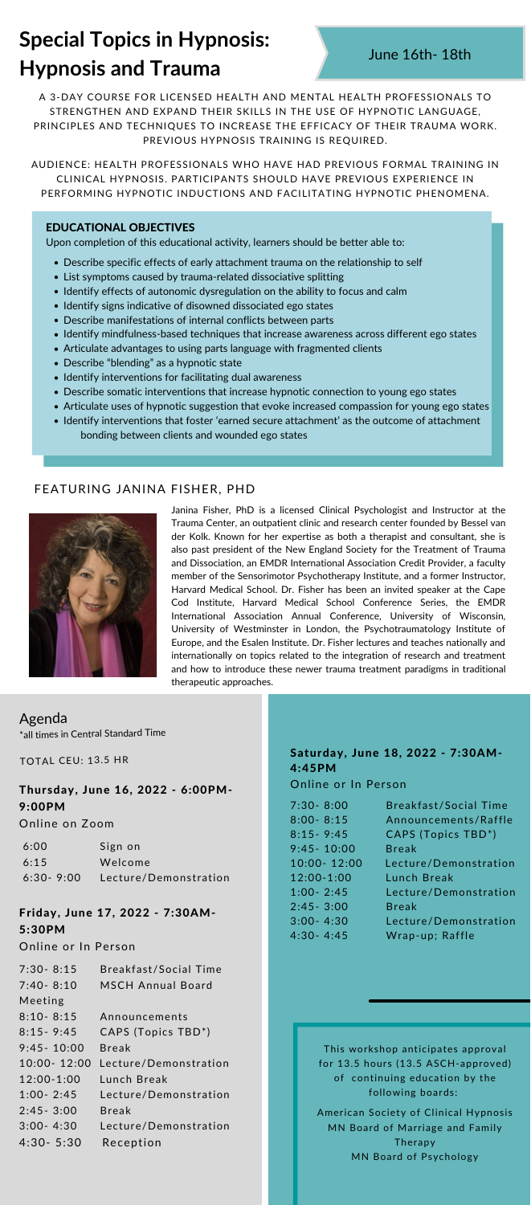# Special Topics in Hypnosis: Hypnosis and Trauma

June 16th- 18th

A 3-DAY COURSE FOR LICENSED HEALTH AND MENTAL HEALTH PROFESSIONALS TO STRENGTHEN AND EXPAND THEIR SKILLS IN THE USE OF HYPNOTIC LANGUAGE, PRINCIPLES AND TECHNIQUES TO INCREASE THE EFFICACY OF THEIR TRAUMA WORK. PREVIOUS HYPNOSIS TRAINING IS REQUIRED.

AUDIENCE: HEALTH PROFESSIONALS WHO HAVE HAD PREVIOUS FORMAL TRAINING IN CLINICAL HYPNOSIS. PARTICIPANTS SHOULD HAVE PREVIOUS EXPERIENCE IN PERFORMING HYPNOTIC INDUCTIONS AND FACILITATING HYPNOTIC PHENOMENA.

## EDUCATIONAL OBJECTIVES

Upon completion of this educational activity, learners should be better able to:

- Describe specific effects of early attachment trauma on the relationship to self
- List symptoms caused by trauma-related dissociative splitting
- Identify effects of autonomic dysregulation on the ability to focus and calm
- Identify signs indicative of disowned dissociated ego states
- Describe manifestations of internal conflicts between parts
- Identify mindfulness-based techniques that increase awareness across different ego states
- Articulate advantages to using parts language with fragmented clients
- Describe "blending" as a hypnotic state
- Identify interventions for facilitating dual awareness
- Describe somatic interventions that increase hypnotic connection to young ego states
- Articulate uses of hypnotic suggestion that evoke increased compassion for young ego states
- Identify interventions that foster 'earned secure attachment' as the outcome of attachment bonding between clients and wounded ego states

## FEATURING JANINA FISHER, PHD

Janina Fisher, PhD is a licensed Clinical Psychologist and Instructor at the Trauma Center, an outpatient clinic and research center founded by Bessel van der Kolk. Known for her expertise as both a therapist and consultant, she is also past president of the New England Society for the Treatment of Trauma and Dissociation, an EMDR International Association Credit Provider, a faculty member of the Sensorimotor Psychotherapy Institute, and a former Instructor, Harvard Medical School. Dr. Fisher has been an invited speaker at the Cape Cod Institute, Harvard Medical School Conference Series, the EMDR International Association Annual Conference, University of Wisconsin, University of Westminster in London, the Psychotraumatology Institute of Europe, and the Esalen Institute. Dr. Fisher lectures and teaches nationally and internationally on topics related to the integration of research and treatment and how to introduce these newer trauma treatment paradigms in traditional therapeutic approaches.

## Agenda

*all times in Central Standard Time

TOTAL CEU: 13.5 HR

### Thursday, June 16, 2022 - 6:00PM-9:00PM

Online on Zoom

| | |
|---|---|
| 6:00 | Sign on |
| 6:15 | Welcome |
| 6:30- 9:00 | Lecture/Demonstration |

### Friday, June 17, 2022 - 7:30AM-5:30PM

Online or In Person

| | |
|---|---|
| 7:30- 8:15 | Breakfast/Social Time |
| 7:40- 8:10 | MSCH Annual Board Meeting |
| 8:10- 8:15 | Announcements |
| 8:15- 9:45 | CAPS (Topics TBD*) |
| 9:45- 10:00 | Break |
| 10:00- 12:00 | Lecture/Demonstration |
| 12:00-1:00 | Lunch Break |
| 1:00- 2:45 | Lecture/Demonstration |
| 2:45- 3:00 | Break |
| 3:00- 4:30 | Lecture/Demonstration |
| 4:30- 5:30 | Reception |

### Saturday, June 18, 2022 - 7:30AM-4:45PM

Online or In Person

| | |
|---|---|
| 7:30- 8:00 | Breakfast/Social Time |
| 8:00- 8:15 | Announcements/Raffle |
| 8:15- 9:45 | CAPS (Topics TBD*) |
| 9:45- 10:00 | Break |
| 10:00- 12:00 | Lecture/Demonstration |
| 12:00-1:00 | Lunch Break |
| 1:00- 2:45 | Lecture/Demonstration |
| 2:45- 3:00 | Break |
| 3:00- 4:30 | Lecture/Demonstration |
| 4:30- 4:45 | Wrap-up; Raffle |

This workshop anticipates approval for 13.5 hours (13.5 ASCH-approved) of continuing education by the following boards:

American Society of Clinical Hypnosis
MN Board of Marriage and Family Therapy
MN Board of Psychology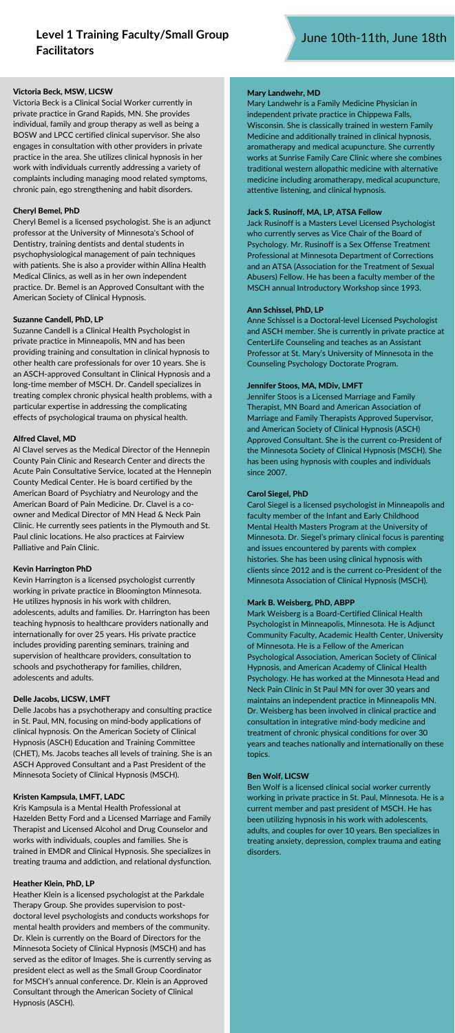# Level 1 Training Faculty/Small Group Facilitators

June 10th-11th, June 18th

### Victoria Beck, MSW, LICSW

Victoria Beck is a Clinical Social Worker currently in private practice in Grand Rapids, MN. She provides individual, family and group therapy as well as being a BOSW and LPCC certified clinical supervisor. She also engages in consultation with other providers in private practice in the area. She utilizes clinical hypnosis in her work with individuals currently addressing a variety of complaints including managing mood related symptoms, chronic pain, ego strengthening and habit disorders.

### Cheryl Bemel, PhD

Cheryl Bemel is a licensed psychologist. She is an adjunct professor at the University of Minnesota's School of Dentistry, training dentists and dental students in psychophysiological management of pain techniques with patients. She is also a provider within Allina Health Medical Clinics, as well as in her own independent practice. Dr. Bemel is an Approved Consultant with the American Society of Clinical Hypnosis.

### Suzanne Candell, PhD, LP

Suzanne Candell is a Clinical Health Psychologist in private practice in Minneapolis, MN and has been providing training and consultation in clinical hypnosis to other health care professionals for over 10 years. She is an ASCH-approved Consultant in Clinical Hypnosis and a long-time member of MSCH. Dr. Candell specializes in treating complex chronic physical health problems, with a particular expertise in addressing the complicating effects of psychological trauma on physical health.

### Alfred Clavel, MD

Al Clavel serves as the Medical Director of the Hennepin County Pain Clinic and Research Center and directs the Acute Pain Consultative Service, located at the Hennepin County Medical Center. He is board certified by the American Board of Psychiatry and Neurology and the American Board of Pain Medicine. Dr. Clavel is a co-owner and Medical Director of MN Head & Neck Pain Clinic. He currently sees patients in the Plymouth and St. Paul clinic locations. He also practices at Fairview Palliative and Pain Clinic.

### Kevin Harrington PhD

Kevin Harrington is a licensed psychologist currently working in private practice in Bloomington Minnesota. He utilizes hypnosis in his work with children, adolescents, adults and families. Dr. Harrington has been teaching hypnosis to healthcare providers nationally and internationally for over 25 years. His private practice includes providing parenting seminars, training and supervision of healthcare providers, consultation to schools and psychotherapy for families, children, adolescents and adults.

### Delle Jacobs, LICSW, LMFT

Delle Jacobs has a psychotherapy and consulting practice in St. Paul, MN, focusing on mind-body applications of clinical hypnosis. On the American Society of Clinical Hypnosis (ASCH) Education and Training Committee (CHET), Ms. Jacobs teaches all levels of training. She is an ASCH Approved Consultant and a Past President of the Minnesota Society of Clinical Hypnosis (MSCH).

### Kristen Kampsula, LMFT, LADC

Kris Kampsula is a Mental Health Professional at Hazelden Betty Ford and a Licensed Marriage and Family Therapist and Licensed Alcohol and Drug Counselor and works with individuals, couples and families. She is trained in EMDR and Clinical Hypnosis. She specializes in treating trauma and addiction, and relational dysfunction.

### Heather Klein, PhD, LP

Heather Klein is a licensed psychologist at the Parkdale Therapy Group. She provides supervision to post-doctoral level psychologists and conducts workshops for mental health providers and members of the community. Dr. Klein is currently on the Board of Directors for the Minnesota Society of Clinical Hypnosis (MSCH) and has served as the editor of Images. She is currently serving as president elect as well as the Small Group Coordinator for MSCH's annual conference. Dr. Klein is an Approved Consultant through the American Society of Clinical Hypnosis (ASCH).

### Mary Landwehr, MD

Mary Landwehr is a Family Medicine Physician in independent private practice in Chippewa Falls, Wisconsin. She is classically trained in western Family Medicine and additionally trained in clinical hypnosis, aromatherapy and medical acupuncture. She currently works at Sunrise Family Care Clinic where she combines traditional western allopathic medicine with alternative medicine including aromatherapy, medical acupuncture, attentive listening, and clinical hypnosis.

### Jack S. Rusinoff, MA, LP, ATSA Fellow

Jack Rusinoff is a Masters Level Licensed Psychologist who currently serves as Vice Chair of the Board of Psychology. Mr. Rusinoff is a Sex Offense Treatment Professional at Minnesota Department of Corrections and an ATSA (Association for the Treatment of Sexual Abusers) Fellow. He has been a faculty member of the MSCH annual Introductory Workshop since 1993.

### Ann Schissel, PhD, LP

Anne Schissel is a Doctoral-level Licensed Psychologist and ASCH member. She is currently in private practice at CenterLife Counseling and teaches as an Assistant Professor at St. Mary's University of Minnesota in the Counseling Psychology Doctorate Program.

### Jennifer Stoos, MA, MDiv, LMFT

Jennifer Stoos is a Licensed Marriage and Family Therapist, MN Board and American Association of Marriage and Family Therapists Approved Supervisor, and American Society of Clinical Hypnosis (ASCH) Approved Consultant. She is the current co-President of the Minnesota Society of Clinical Hypnosis (MSCH). She has been using hypnosis with couples and individuals since 2007.

### Carol Siegel, PhD

Carol Siegel is a licensed psychologist in Minneapolis and faculty member of the Infant and Early Childhood Mental Health Masters Program at the University of Minnesota. Dr. Siegel's primary clinical focus is parenting and issues encountered by parents with complex histories. She has been using clinical hypnosis with clients since 2012 and is the current co-President of the Minnesota Association of Clinical Hypnosis (MSCH).

### Mark B. Weisberg, PhD, ABPP

Mark Weisberg is a Board-Certified Clinical Health Psychologist in Minneapolis, Minnesota. He is Adjunct Community Faculty, Academic Health Center, University of Minnesota. He is a Fellow of the American Psychological Association, American Society of Clinical Hypnosis, and American Academy of Clinical Health Psychology. He has worked at the Minnesota Head and Neck Pain Clinic in St Paul MN for over 30 years and maintains an independent practice in Minneapolis MN. Dr. Weisberg has been involved in clinical practice and consultation in integrative mind-body medicine and treatment of chronic physical conditions for over 30 years and teaches nationally and internationally on these topics.

### Ben Wolf, LICSW

Ben Wolf is a licensed clinical social worker currently working in private practice in St. Paul, Minnesota. He is a current member and past president of MSCH. He has been utilizing hypnosis in his work with adolescents, adults, and couples for over 10 years. Ben specializes in treating anxiety, depression, complex trauma and eating disorders.